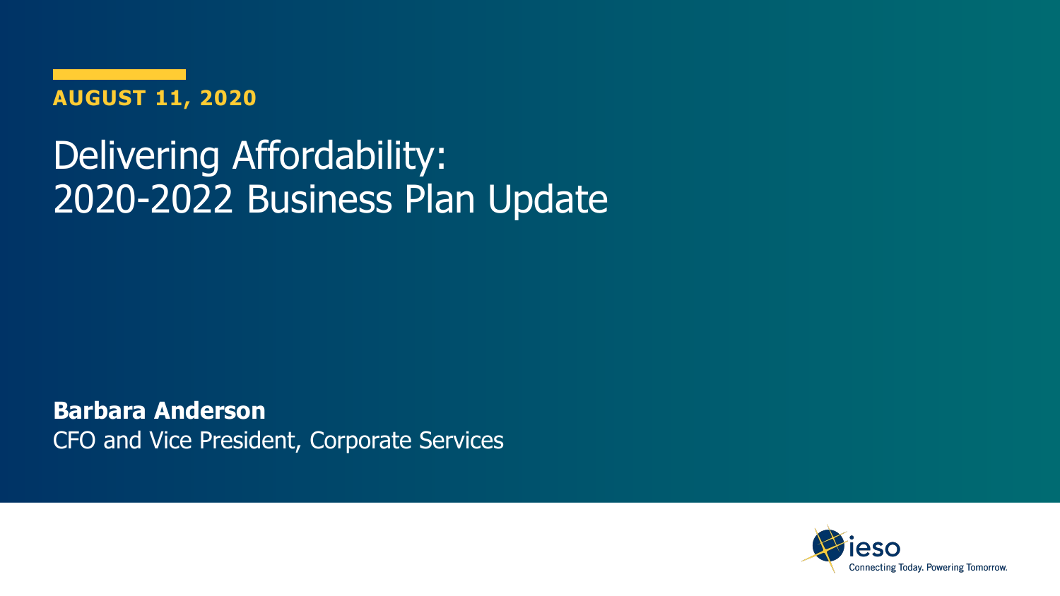**AUGUST 11, 2020**

# Delivering Affordability: 2020-2022 Business Plan Update

**Barbara Anderson**
CFO and Vice President, Corporate Services

ieso
Connecting Today. Powering Tomorrow.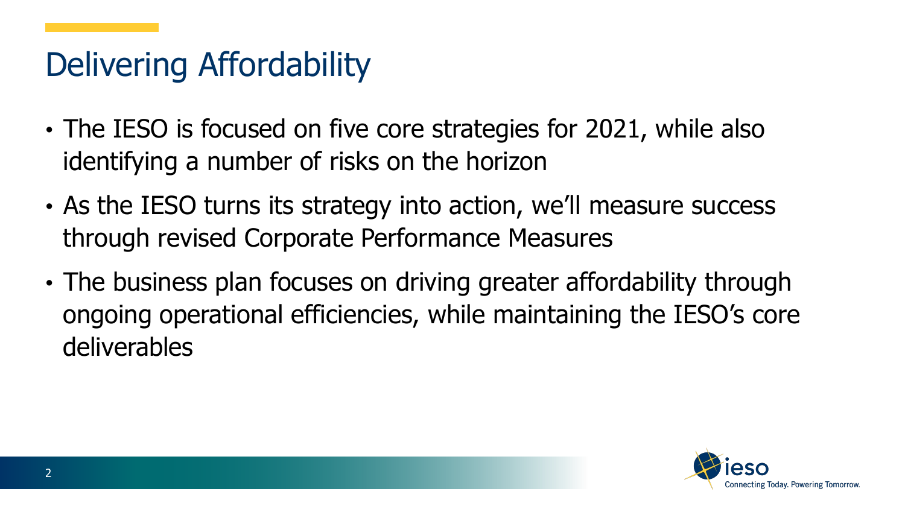# Delivering Affordability

- The IESO is focused on five core strategies for 2021, while also identifying a number of risks on the horizon
- As the IESO turns its strategy into action, we'll measure success through revised Corporate Performance Measures
- The business plan focuses on driving greater affordability through ongoing operational efficiencies, while maintaining the IESO's core deliverables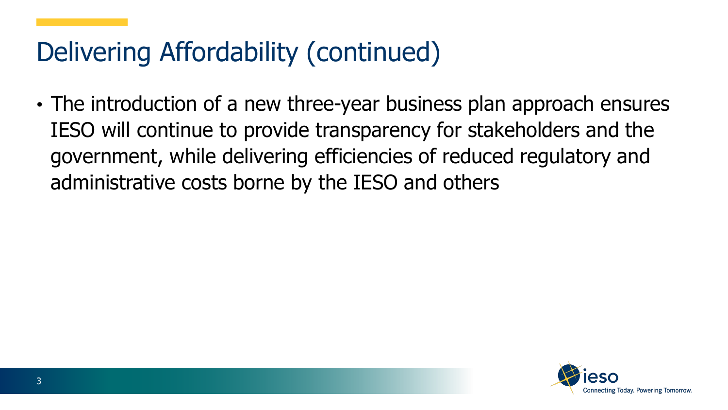# Delivering Affordability (continued)

- The introduction of a new three-year business plan approach ensures IESO will continue to provide transparency for stakeholders and the government, while delivering efficiencies of reduced regulatory and administrative costs borne by the IESO and others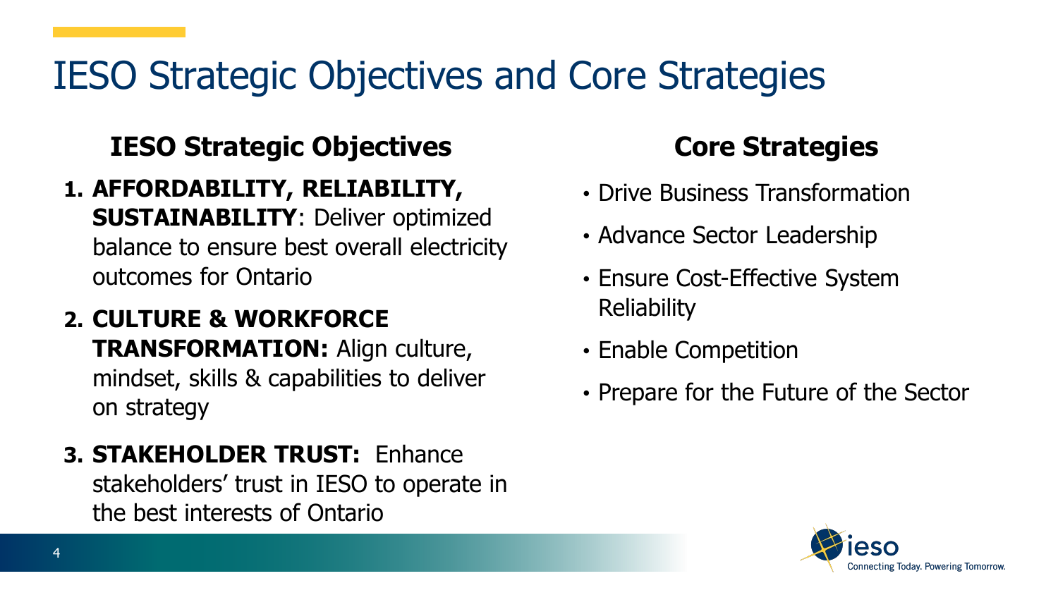# IESO Strategic Objectives and Core Strategies

## IESO Strategic Objectives

1. **AFFORDABILITY, RELIABILITY, SUSTAINABILITY**: Deliver optimized balance to ensure best overall electricity outcomes for Ontario
2. **CULTURE & WORKFORCE TRANSFORMATION:** Align culture, mindset, skills & capabilities to deliver on strategy
3. **STAKEHOLDER TRUST:** Enhance stakeholders' trust in IESO to operate in the best interests of Ontario

## Core Strategies

- Drive Business Transformation
- Advance Sector Leadership
- Ensure Cost-Effective System Reliability
- Enable Competition
- Prepare for the Future of the Sector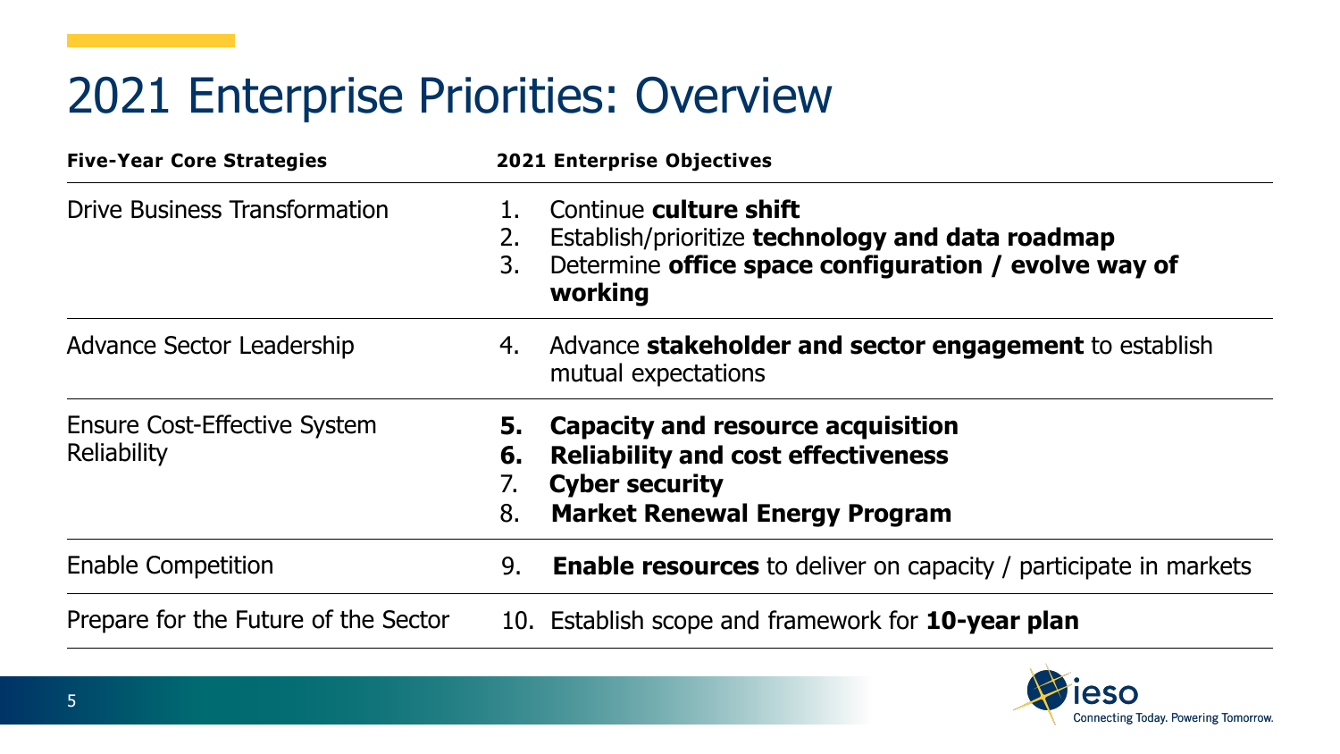# 2021 Enterprise Priorities: Overview

| Five-Year Core Strategies | 2021 Enterprise Objectives |
| --- | --- |
| Drive Business Transformation | 1. Continue **culture shift**<br>2. Establish/prioritize **technology and data roadmap**<br>3. Determine **office space configuration / evolve way of working** |
| Advance Sector Leadership | 4. Advance **stakeholder and sector engagement** to establish mutual expectations |
| Ensure Cost-Effective System Reliability | **5. Capacity and resource acquisition**<br>**6. Reliability and cost effectiveness**<br>7. **Cyber security**<br>8. **Market Renewal Energy Program** |
| Enable Competition | 9. **Enable resources** to deliver on capacity / participate in markets |
| Prepare for the Future of the Sector | 10. Establish scope and framework for **10-year plan** |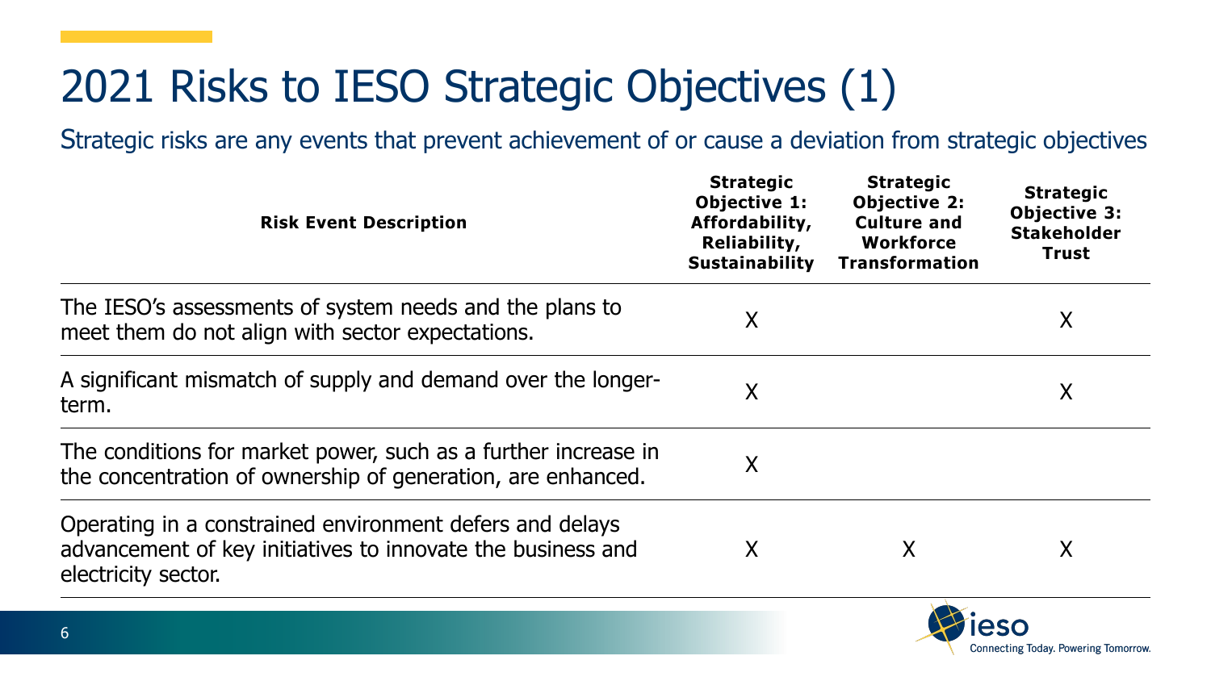# 2021 Risks to IESO Strategic Objectives (1)

Strategic risks are any events that prevent achievement of or cause a deviation from strategic objectives

| Risk Event Description | Strategic Objective 1: Affordability, Reliability, Sustainability | Strategic Objective 2: Culture and Workforce Transformation | Strategic Objective 3: Stakeholder Trust |
|---|---|---|---|
| The IESO's assessments of system needs and the plans to meet them do not align with sector expectations. | X | | X |
| A significant mismatch of supply and demand over the longer-term. | X | | X |
| The conditions for market power, such as a further increase in the concentration of ownership of generation, are enhanced. | X | | |
| Operating in a constrained environment defers and delays advancement of key initiatives to innovate the business and electricity sector. | X | X | X |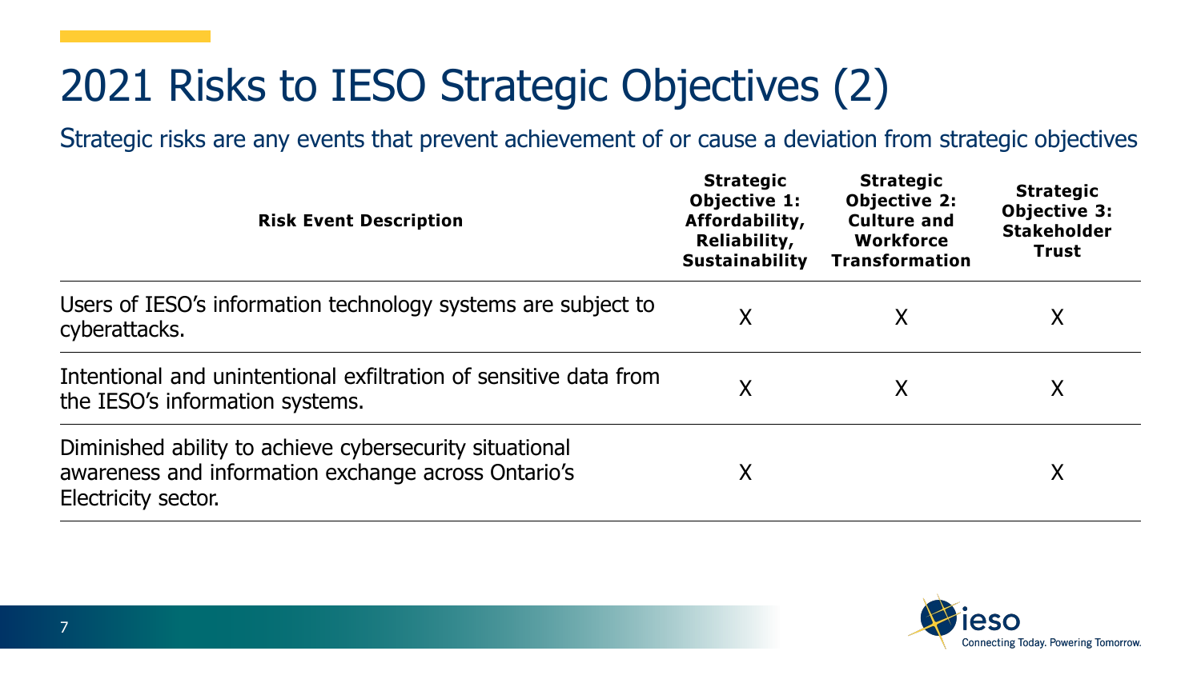# 2021 Risks to IESO Strategic Objectives (2)

Strategic risks are any events that prevent achievement of or cause a deviation from strategic objectives

| Risk Event Description | Strategic Objective 1: Affordability, Reliability, Sustainability | Strategic Objective 2: Culture and Workforce Transformation | Strategic Objective 3: Stakeholder Trust |
|---|---|---|---|
| Users of IESO's information technology systems are subject to cyberattacks. | X | X | X |
| Intentional and unintentional exfiltration of sensitive data from the IESO's information systems. | X | X | X |
| Diminished ability to achieve cybersecurity situational awareness and information exchange across Ontario's Electricity sector. | X | | X |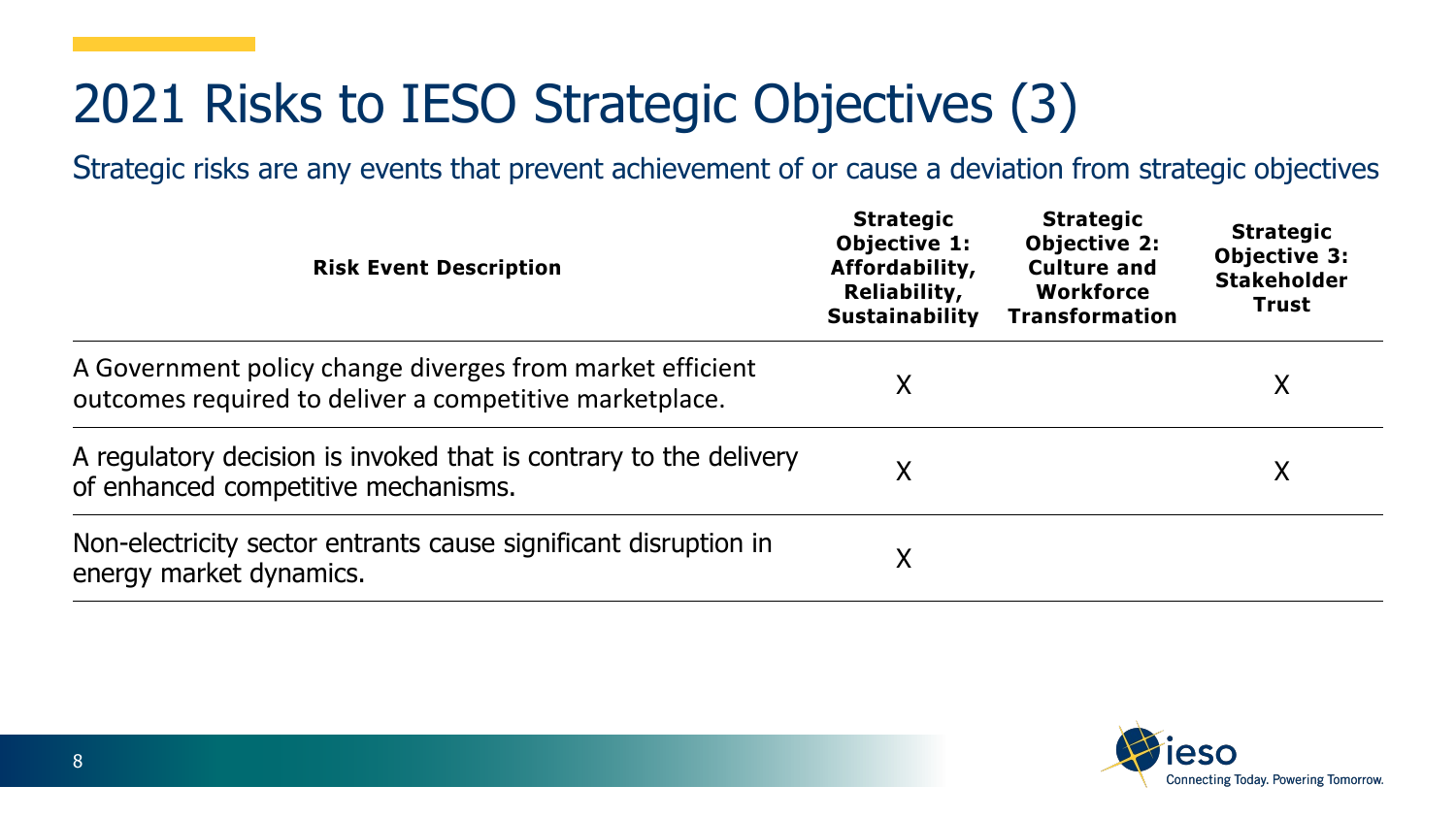# 2021 Risks to IESO Strategic Objectives (3)

Strategic risks are any events that prevent achievement of or cause a deviation from strategic objectives

| Risk Event Description | Strategic Objective 1: Affordability, Reliability, Sustainability | Strategic Objective 2: Culture and Workforce Transformation | Strategic Objective 3: Stakeholder Trust |
|---|---|---|---|
| A Government policy change diverges from market efficient outcomes required to deliver a competitive marketplace. | X | | X |
| A regulatory decision is invoked that is contrary to the delivery of enhanced competitive mechanisms. | X | | X |
| Non-electricity sector entrants cause significant disruption in energy market dynamics. | X | | |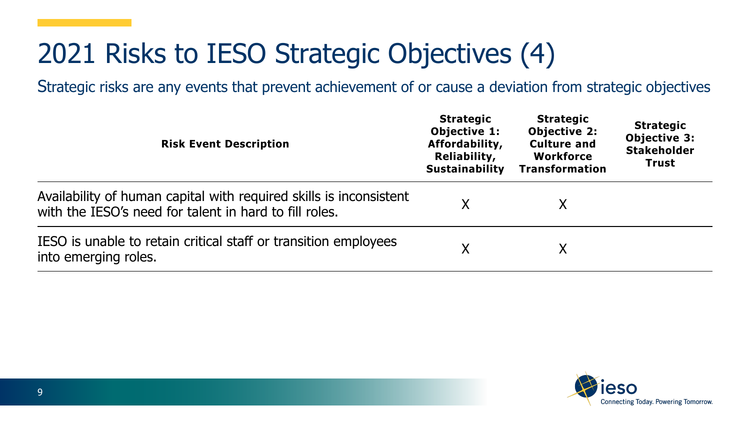# 2021 Risks to IESO Strategic Objectives (4)

Strategic risks are any events that prevent achievement of or cause a deviation from strategic objectives

| Risk Event Description | Strategic Objective 1: Affordability, Reliability, Sustainability | Strategic Objective 2: Culture and Workforce Transformation | Strategic Objective 3: Stakeholder Trust |
|---|---|---|---|
| Availability of human capital with required skills is inconsistent with the IESO's need for talent in hard to fill roles. | X | X | |
| IESO is unable to retain critical staff or transition employees into emerging roles. | X | X | |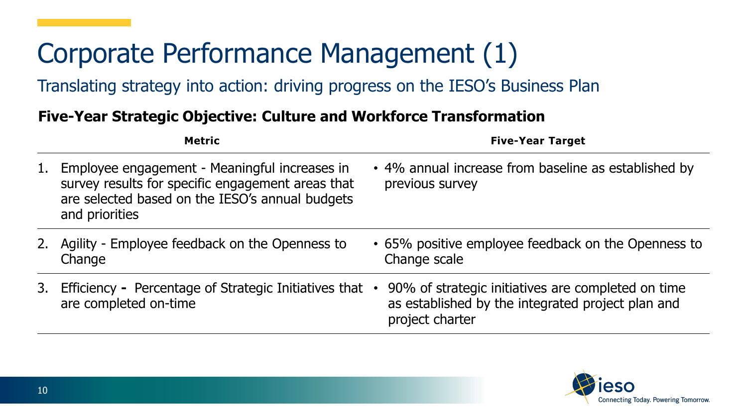# Corporate Performance Management (1)

## Translating strategy into action: driving progress on the IESO's Business Plan

**Five-Year Strategic Objective: Culture and Workforce Transformation**

| Metric | Five-Year Target |
| --- | --- |
| 1. Employee engagement - Meaningful increases in survey results for specific engagement areas that are selected based on the IESO's annual budgets and priorities | • 4% annual increase from baseline as established by previous survey |
| 2. Agility - Employee feedback on the Openness to Change | • 65% positive employee feedback on the Openness to Change scale |
| 3. Efficiency **-** Percentage of Strategic Initiatives that are completed on-time | • 90% of strategic initiatives are completed on time as established by the integrated project plan and project charter |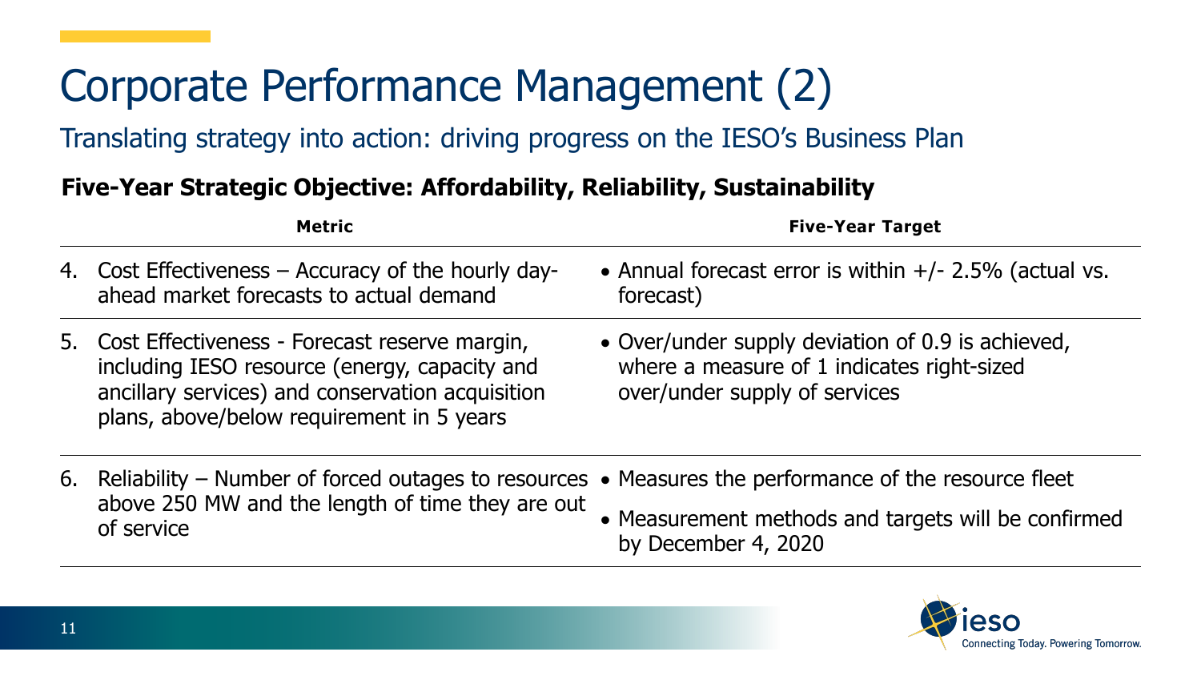# Corporate Performance Management (2)

## Translating strategy into action: driving progress on the IESO's Business Plan

**Five-Year Strategic Objective: Affordability, Reliability, Sustainability**

| Metric | Five-Year Target |
|---|---|
| 4. Cost Effectiveness – Accuracy of the hourly day-ahead market forecasts to actual demand | • Annual forecast error is within +/- 2.5% (actual vs. forecast) |
| 5. Cost Effectiveness - Forecast reserve margin, including IESO resource (energy, capacity and ancillary services) and conservation acquisition plans, above/below requirement in 5 years | • Over/under supply deviation of 0.9 is achieved, where a measure of 1 indicates right-sized over/under supply of services |
| 6. Reliability – Number of forced outages to resources above 250 MW and the length of time they are out of service | • Measures the performance of the resource fleet<br>• Measurement methods and targets will be confirmed by December 4, 2020 |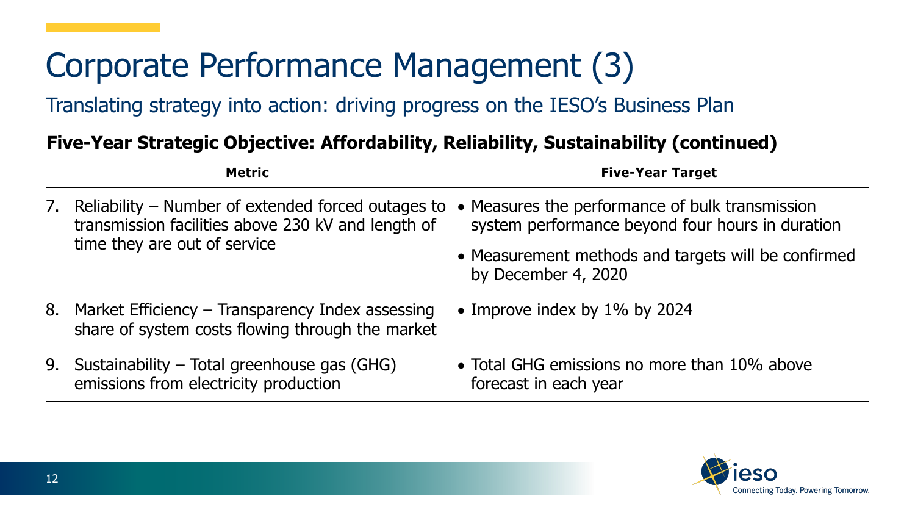# Corporate Performance Management (3)

Translating strategy into action: driving progress on the IESO's Business Plan

**Five-Year Strategic Objective: Affordability, Reliability, Sustainability (continued)**

| Metric | Five-Year Target |
| --- | --- |
| 7. Reliability – Number of extended forced outages to transmission facilities above 230 kV and length of time they are out of service | • Measures the performance of bulk transmission system performance beyond four hours in duration<br>• Measurement methods and targets will be confirmed by December 4, 2020 |
| 8. Market Efficiency – Transparency Index assessing share of system costs flowing through the market | • Improve index by 1% by 2024 |
| 9. Sustainability – Total greenhouse gas (GHG) emissions from electricity production | • Total GHG emissions no more than 10% above forecast in each year |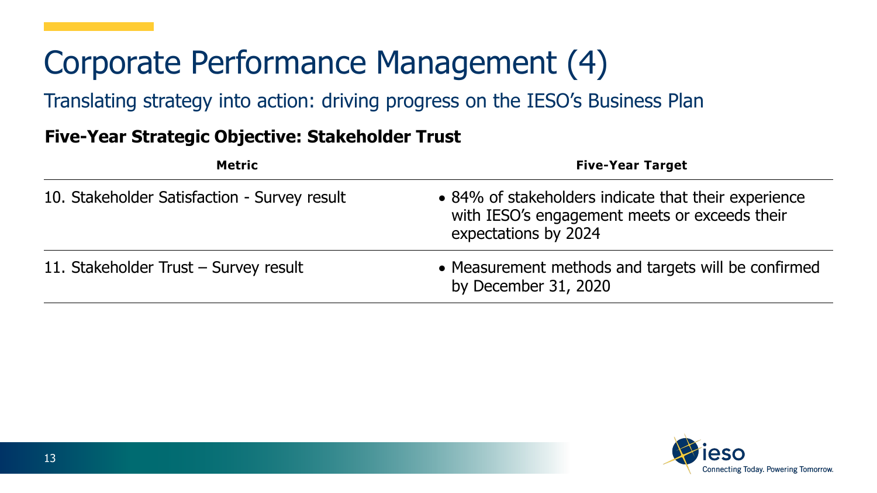# Corporate Performance Management (4)

## Translating strategy into action: driving progress on the IESO's Business Plan

### Five-Year Strategic Objective: Stakeholder Trust

| Metric | Five-Year Target |
| --- | --- |
| 10. Stakeholder Satisfaction - Survey result | • 84% of stakeholders indicate that their experience with IESO's engagement meets or exceeds their expectations by 2024 |
| 11. Stakeholder Trust – Survey result | • Measurement methods and targets will be confirmed by December 31, 2020 |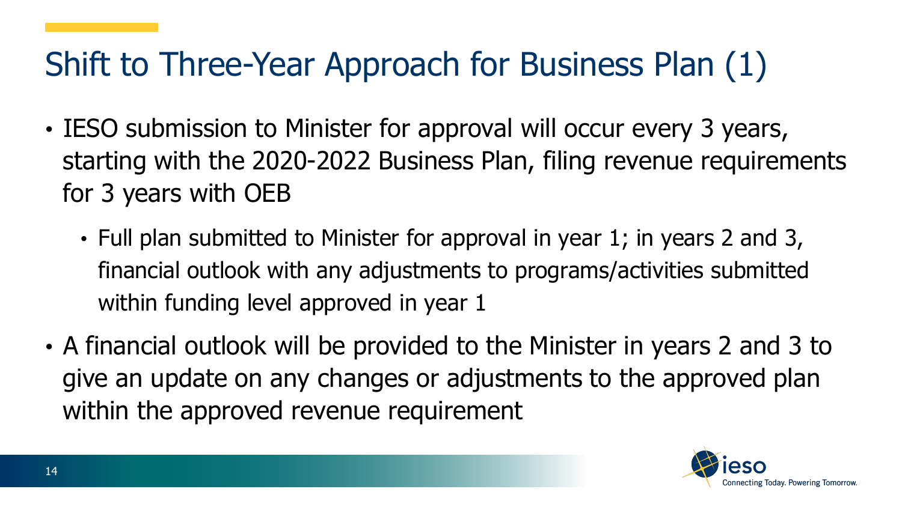# Shift to Three-Year Approach for Business Plan (1)

- IESO submission to Minister for approval will occur every 3 years, starting with the 2020-2022 Business Plan, filing revenue requirements for 3 years with OEB
  - Full plan submitted to Minister for approval in year 1; in years 2 and 3, financial outlook with any adjustments to programs/activities submitted within funding level approved in year 1
- A financial outlook will be provided to the Minister in years 2 and 3 to give an update on any changes or adjustments to the approved plan within the approved revenue requirement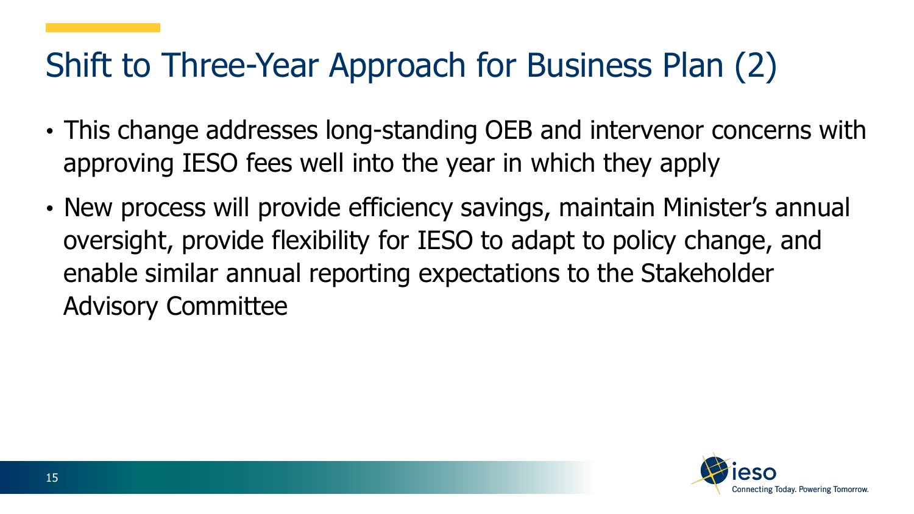# Shift to Three-Year Approach for Business Plan (2)

- This change addresses long-standing OEB and intervenor concerns with approving IESO fees well into the year in which they apply
- New process will provide efficiency savings, maintain Minister's annual oversight, provide flexibility for IESO to adapt to policy change, and enable similar annual reporting expectations to the Stakeholder Advisory Committee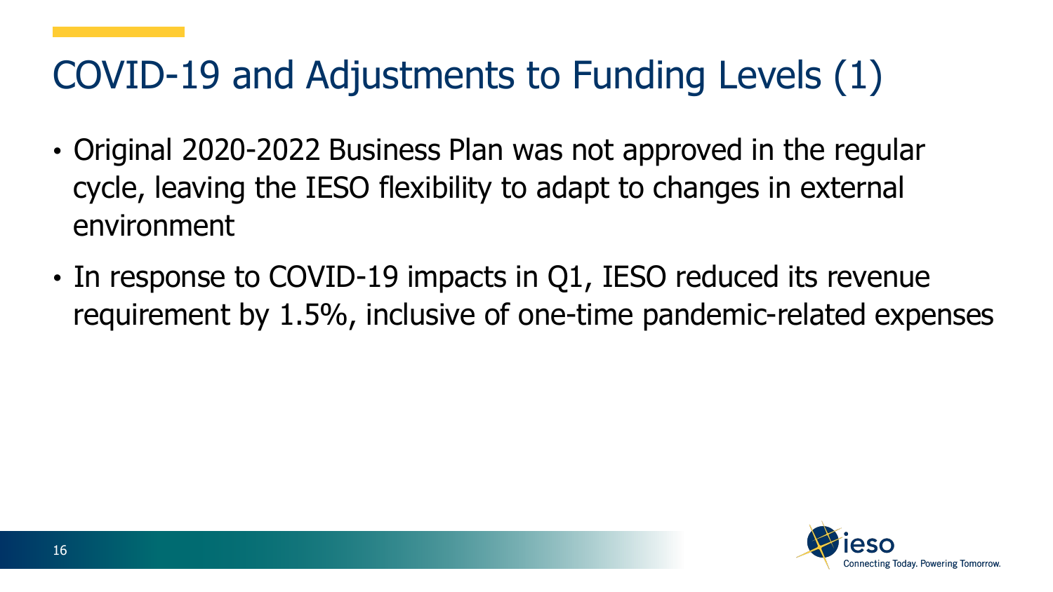# COVID-19 and Adjustments to Funding Levels (1)

- Original 2020-2022 Business Plan was not approved in the regular cycle, leaving the IESO flexibility to adapt to changes in external environment
- In response to COVID-19 impacts in Q1, IESO reduced its revenue requirement by 1.5%, inclusive of one-time pandemic-related expenses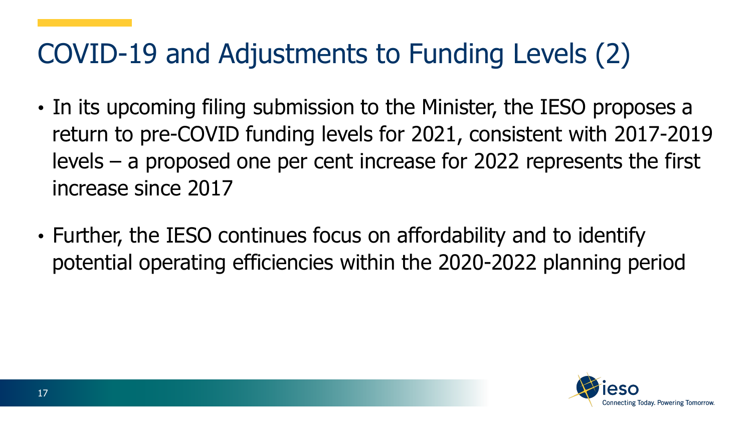# COVID-19 and Adjustments to Funding Levels (2)

- In its upcoming filing submission to the Minister, the IESO proposes a return to pre-COVID funding levels for 2021, consistent with 2017-2019 levels – a proposed one per cent increase for 2022 represents the first increase since 2017
- Further, the IESO continues focus on affordability and to identify potential operating efficiencies within the 2020-2022 planning period